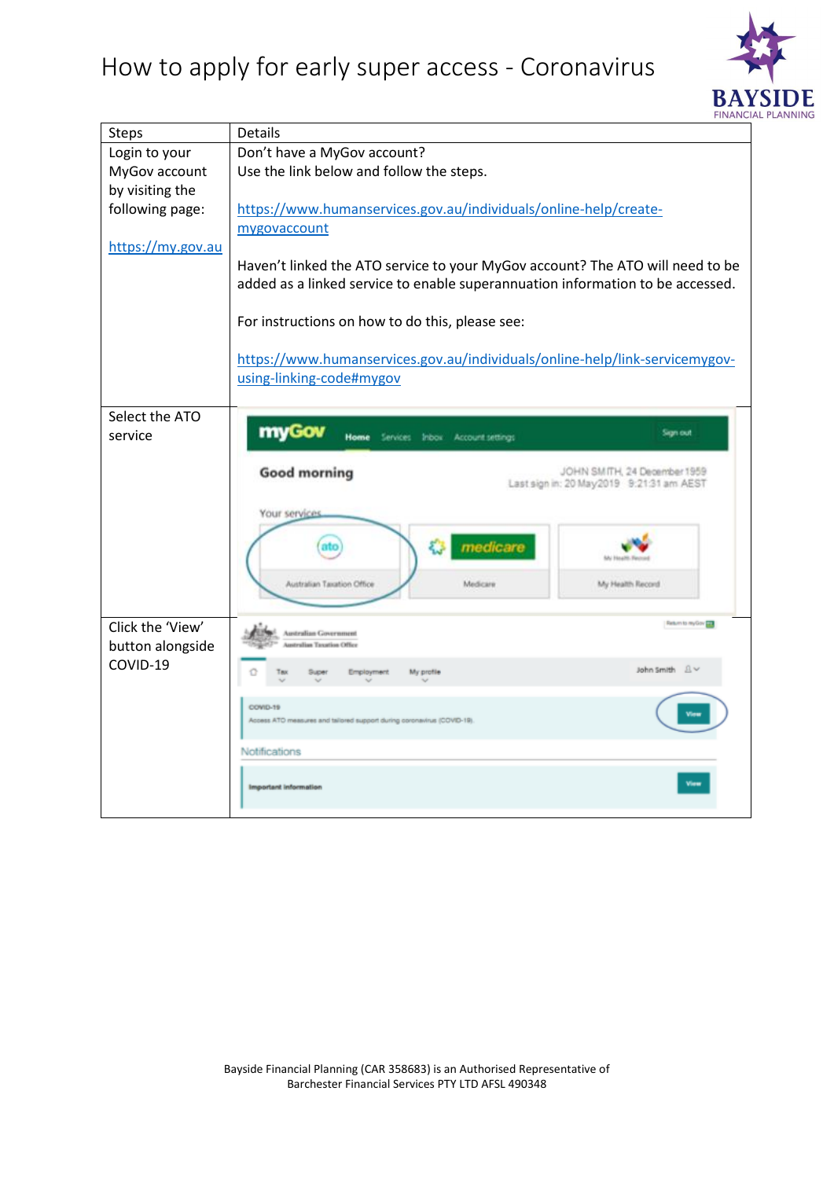# How to apply for early super access - Coronavirus

| Steps | Details |
| --- | --- |
| Login to your MyGov account by visiting the following page:<br><br>https://my.gov.au | Don't have a MyGov account?<br>Use the link below and follow the steps.<br><br>https://www.humanservices.gov.au/individuals/online-help/create-mygovaccount<br><br>Haven't linked the ATO service to your MyGov account? The ATO will need to be added as a linked service to enable superannuation information to be accessed.<br><br>For instructions on how to do this, please see:<br><br>https://www.humanservices.gov.au/individuals/online-help/link-servicemygov-using-linking-code#mygov |
| Select the ATO service | |
| Click the 'View' button alongside COVID-19 | |

Bayside Financial Planning (CAR 358683) is an Authorised Representative of Barchester Financial Services PTY LTD AFSL 490348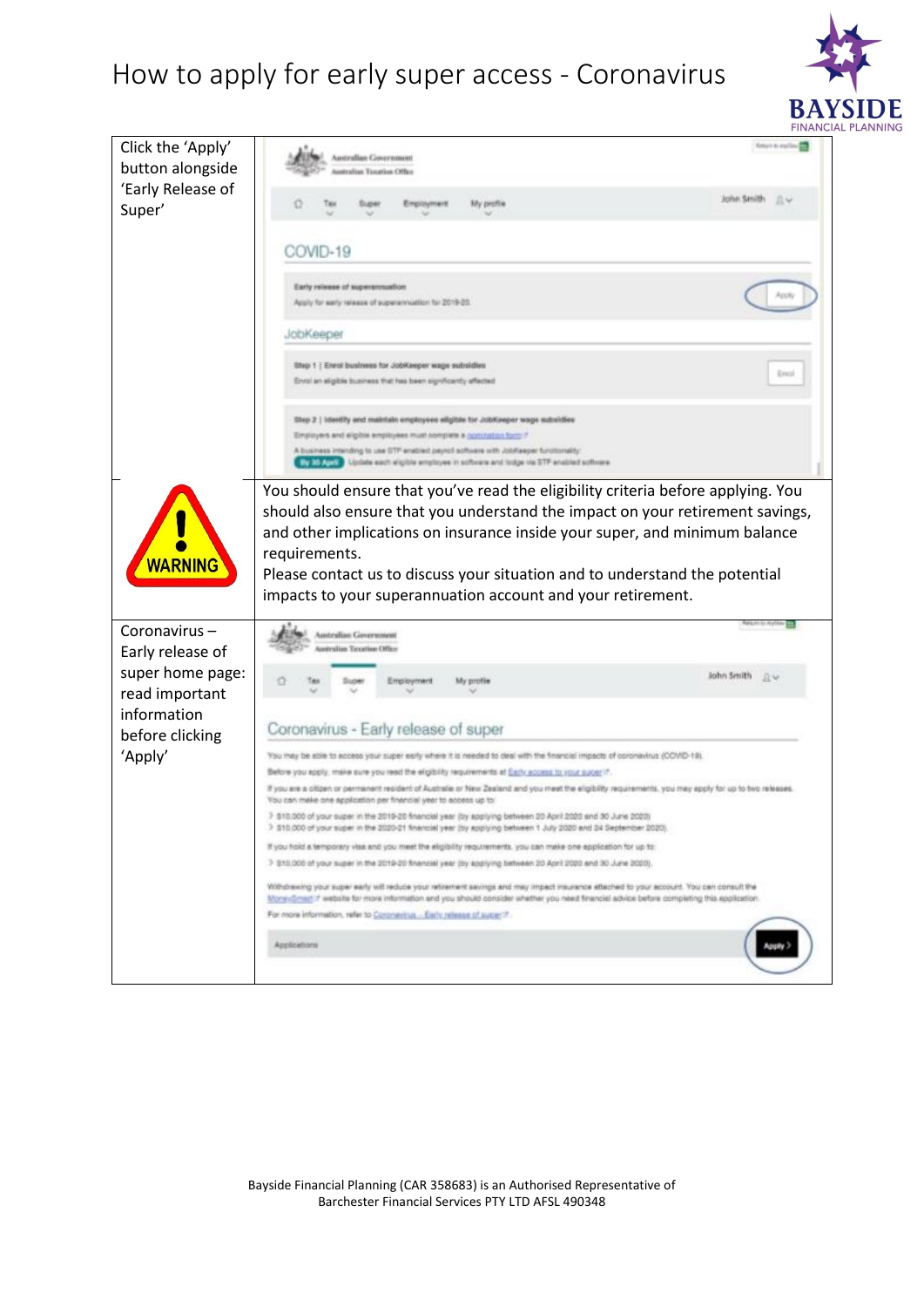# How to apply for early super access - Coronavirus

| | |
|---|---|
| Click the 'Apply' button alongside 'Early Release of Super' | |
| WARNING | You should ensure that you've read the eligibility criteria before applying. You should also ensure that you understand the impact on your retirement savings, and other implications on insurance inside your super, and minimum balance requirements.<br>Please contact us to discuss your situation and to understand the potential impacts to your superannuation account and your retirement. |
| Coronavirus – Early release of super home page: read important information before clicking 'Apply' | |

Bayside Financial Planning (CAR 358683) is an Authorised Representative of Barchester Financial Services PTY LTD AFSL 490348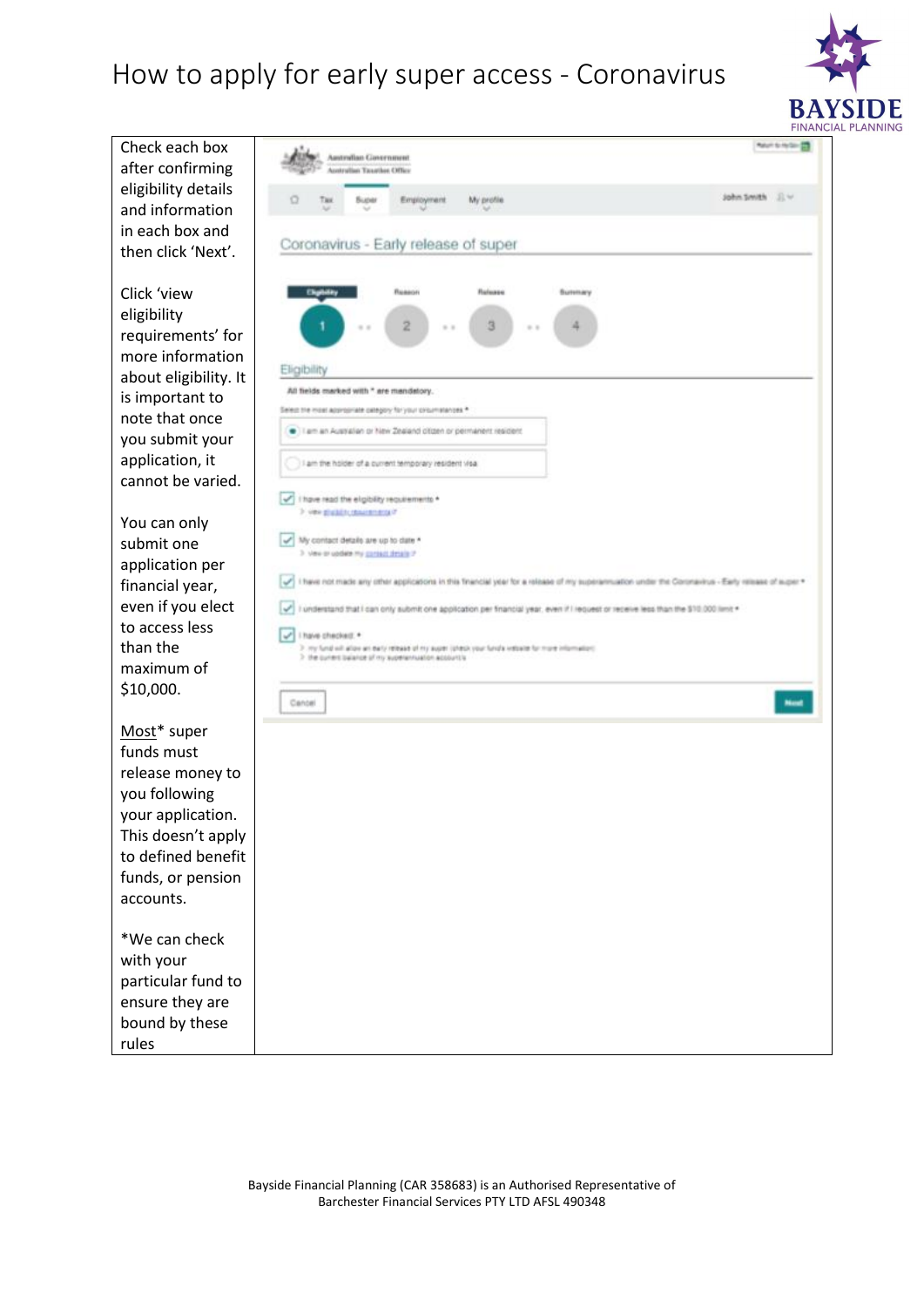# How to apply for early super access - Coronavirus

| | |
|---|---|
| Check each box after confirming eligibility details and information in each box and then click 'Next'.<br><br>Click 'view eligibility requirements' for more information about eligibility. It is important to note that once you submit your application, it cannot be varied.<br><br>You can only submit one application per financial year, even if you elect to access less than the maximum of $10,000.<br><br>Most* super funds must release money to you following your application. This doesn't apply to defined benefit funds, or pension accounts.<br><br>*We can check with your particular fund to ensure they are bound by these rules | |

Bayside Financial Planning (CAR 358683) is an Authorised Representative of Barchester Financial Services PTY LTD AFSL 490348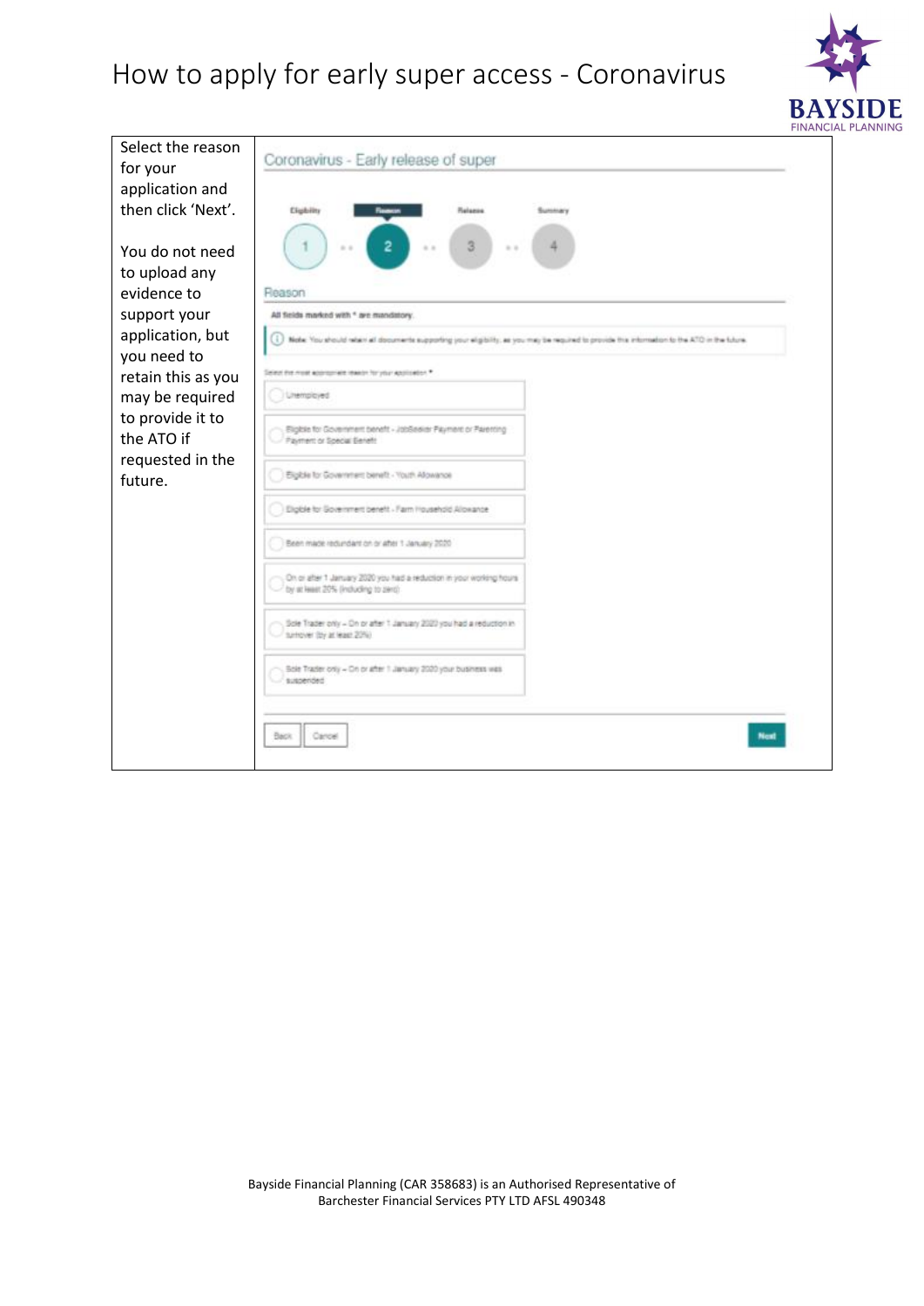# How to apply for early super access - Coronavirus

| | |
|---|---|
| Select the reason for your application and then click 'Next'.<br><br>You do not need to upload any evidence to support your application, but you need to retain this as you may be required to provide it to the ATO if requested in the future. | Coronavirus - Early release of super<br><br>Eligibility — Reason — Release — Summary<br>1 — 2 — 3 — 4<br><br>Reason<br><br>All fields marked with * are mandatory.<br><br>Note: You should retain all documents supporting your eligibility, as you may be required to provide this information to the ATO in the future.<br><br>Select the most appropriate reason for your application *<br><br>○ Unemployed<br>○ Eligible for Government benefit - JobSeeker Payment or Parenting Payment or Special Benefit<br>○ Eligible for Government benefit - Youth Allowance<br>○ Eligible for Government benefit - Farm Household Allowance<br>○ Been made redundant on or after 1 January 2020<br>○ On or after 1 January 2020 you had a reduction in your working hours by at least 20% (including to zero)<br>○ Sole Trader only – On or after 1 January 2020 you had a reduction in turnover (by at least 20%)<br>○ Sole Trader only – On or after 1 January 2020 your business was suspended<br><br>Back  Cancel  Next |

Bayside Financial Planning (CAR 358683) is an Authorised Representative of Barchester Financial Services PTY LTD AFSL 490348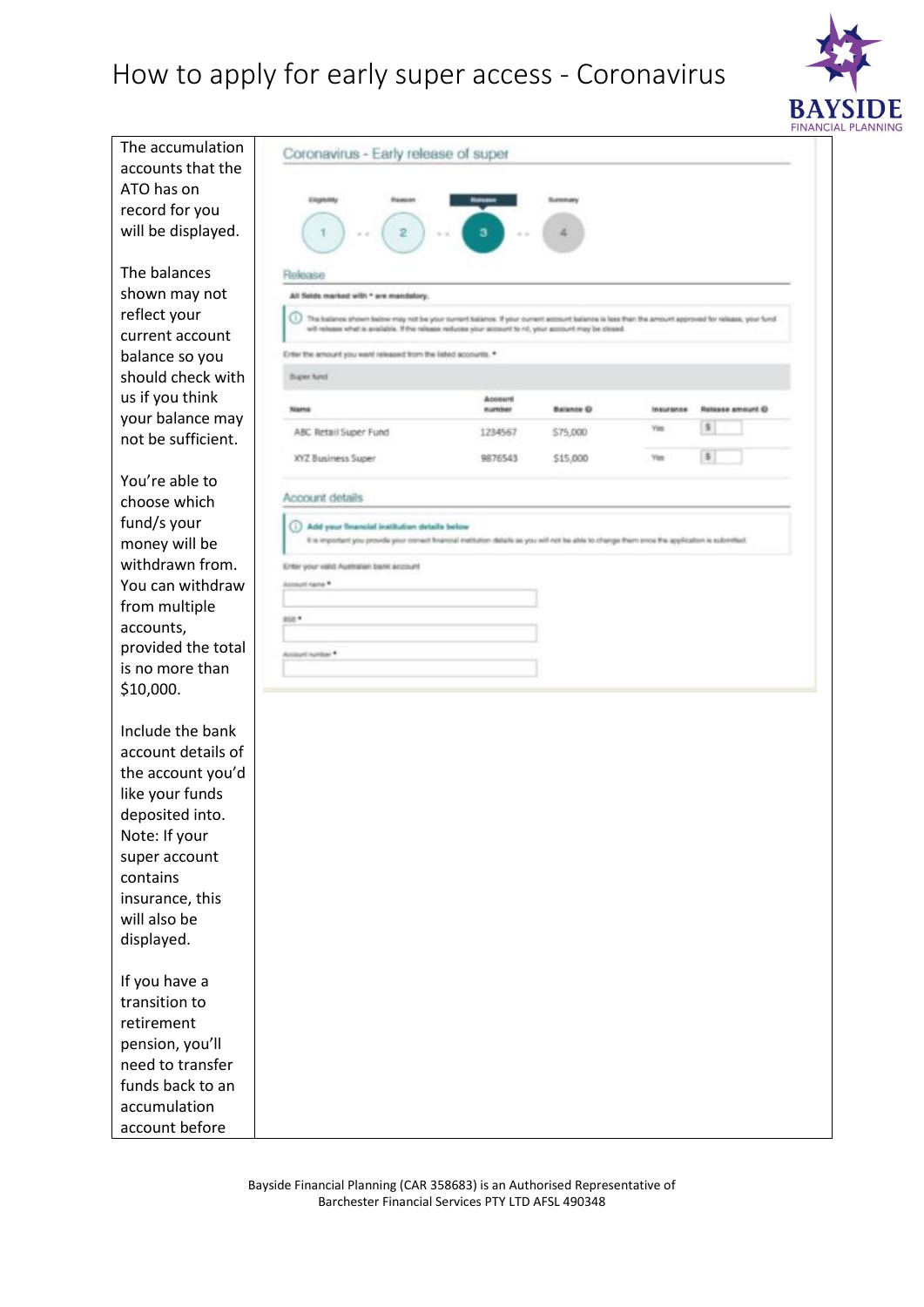# How to apply for early super access - Coronavirus

| | |
|---|---|
| The accumulation accounts that the ATO has on record for you will be displayed.<br><br>The balances shown may not reflect your current account balance so you should check with us if you think your balance may not be sufficient.<br><br>You're able to choose which fund/s your money will be withdrawn from. You can withdraw from multiple accounts, provided the total is no more than $10,000.<br><br>Include the bank account details of the account you'd like your funds deposited into. Note: If your super account contains insurance, this will also be displayed.<br><br>If you have a transition to retirement pension, you'll need to transfer funds back to an accumulation account before | **Coronavirus - Early release of super**<br><br>Eligibility – Reason – **Release** – Summary<br><br>**Release**<br><br>All fields marked with * are mandatory.<br><br>The balances shown below may not be your current balance. If your current account balance is less than the amount approved for release, your fund will release what is available. If the release reduces your account to nil, your account may be closed.<br><br>Enter the amount you want released from the listed accounts. *<br><br>Super fund<br><br>Name / Account number / Balance / Insurance / Release amount<br>ABC Retail Super Fund / 1234567 / $75,000 / Yes / $<br>XYZ Business Super / 9876543 / $15,000 / Yes / $<br><br>**Account details**<br><br>Add your financial institution details below<br>It is important you provide your correct financial institution details as you will not be able to change them once the application is submitted.<br><br>Enter your valid Australian bank account<br><br>Account name *<br><br>BSB *<br><br>Account number * |

Bayside Financial Planning (CAR 358683) is an Authorised Representative of Barchester Financial Services PTY LTD AFSL 490348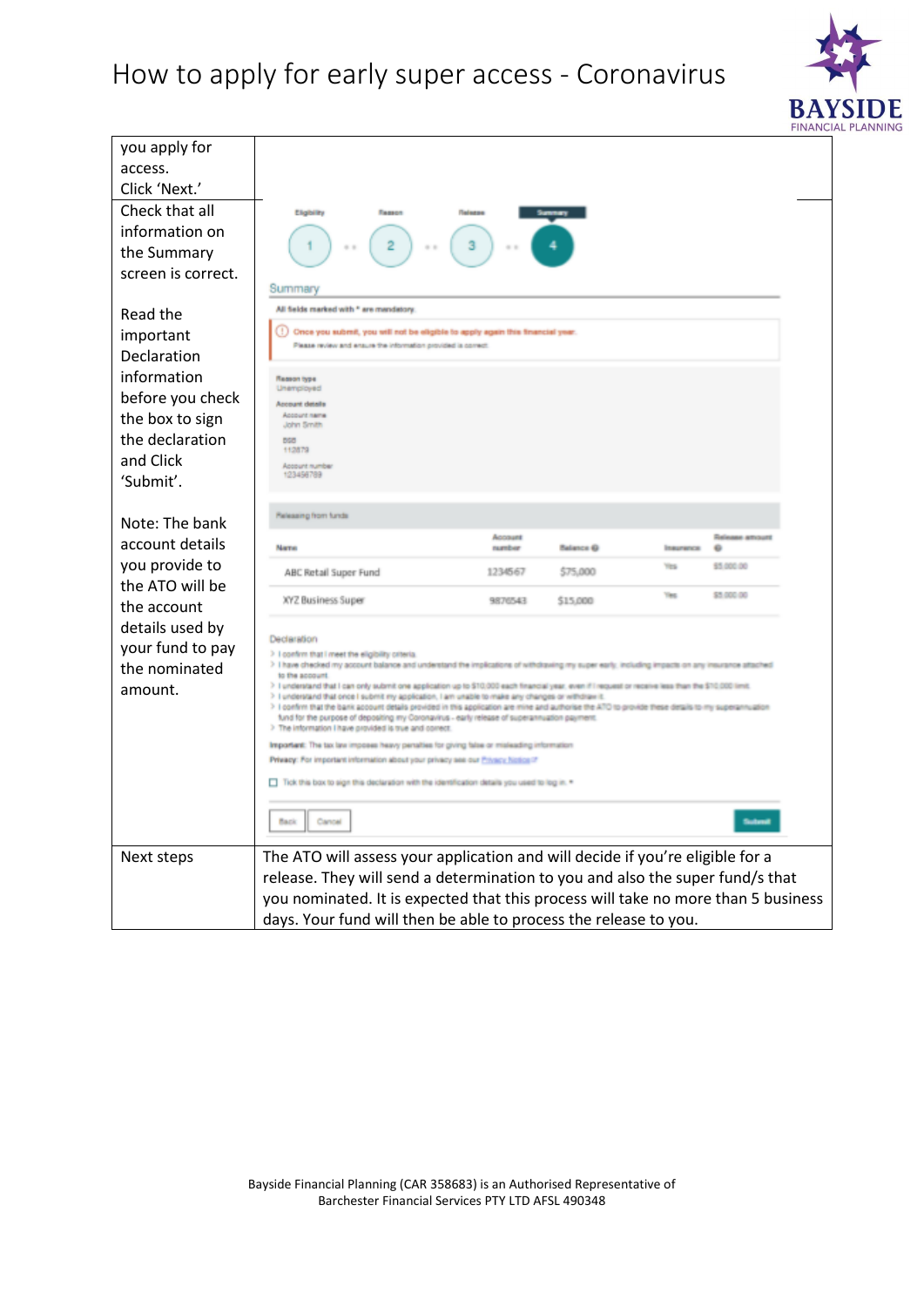| | |
|---|---|
| you apply for access.<br>Click 'Next.' | |
| Check that all information on the Summary screen is correct.<br><br>Read the important Declaration information before you check the box to sign the declaration and Click 'Submit'.<br><br>Note: The bank account details you provide to the ATO will be the account details used by your fund to pay the nominated amount. | |
| Next steps | The ATO will assess your application and will decide if you're eligible for a release. They will send a determination to you and also the super fund/s that you nominated. It is expected that this process will take no more than 5 business days. Your fund will then be able to process the release to you. |